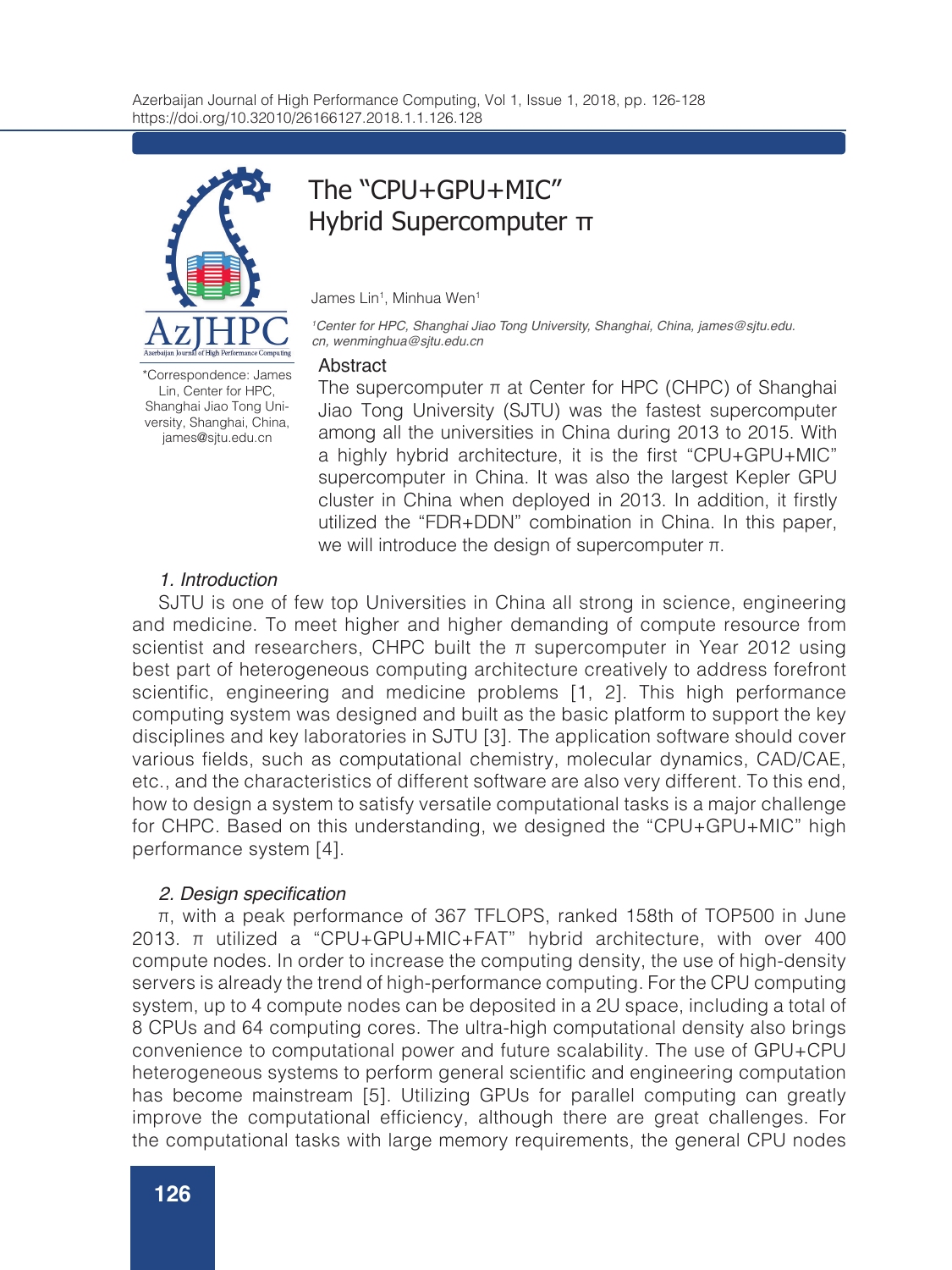# The "CPU+GPU+MIC" Hybrid Supercomputer π

James Lin[1], Minhua Wen[1]

[1]*Center for HPC, Shanghai Jiao Tong University, Shanghai, China, james@sjtu.edu.cn, wenminghua@sjtu.edu.cn*

\*Correspondence: James Lin, Center for HPC, Shanghai Jiao Tong University, Shanghai, China, james@sjtu.edu.cn

## Abstract

The supercomputer π at Center for HPC (CHPC) of Shanghai Jiao Tong University (SJTU) was the fastest supercomputer among all the universities in China during 2013 to 2015. With a highly hybrid architecture, it is the first "CPU+GPU+MIC" supercomputer in China. It was also the largest Kepler GPU cluster in China when deployed in 2013. In addition, it firstly utilized the "FDR+DDN" combination in China. In this paper, we will introduce the design of supercomputer π.

## *1. Introduction*

SJTU is one of few top Universities in China all strong in science, engineering and medicine. To meet higher and higher demanding of compute resource from scientist and researchers, CHPC built the π supercomputer in Year 2012 using best part of heterogeneous computing architecture creatively to address forefront scientific, engineering and medicine problems [1, 2]. This high performance computing system was designed and built as the basic platform to support the key disciplines and key laboratories in SJTU [3]. The application software should cover various fields, such as computational chemistry, molecular dynamics, CAD/CAE, etc., and the characteristics of different software are also very different. To this end, how to design a system to satisfy versatile computational tasks is a major challenge for CHPC. Based on this understanding, we designed the "CPU+GPU+MIC" high performance system [4].

## *2. Design specification*

π, with a peak performance of 367 TFLOPS, ranked 158th of TOP500 in June 2013. π utilized a "CPU+GPU+MIC+FAT" hybrid architecture, with over 400 compute nodes. In order to increase the computing density, the use of high-density servers is already the trend of high-performance computing. For the CPU computing system, up to 4 compute nodes can be deposited in a 2U space, including a total of 8 CPUs and 64 computing cores. The ultra-high computational density also brings convenience to computational power and future scalability. The use of GPU+CPU heterogeneous systems to perform general scientific and engineering computation has become mainstream [5]. Utilizing GPUs for parallel computing can greatly improve the computational efficiency, although there are great challenges. For the computational tasks with large memory requirements, the general CPU nodes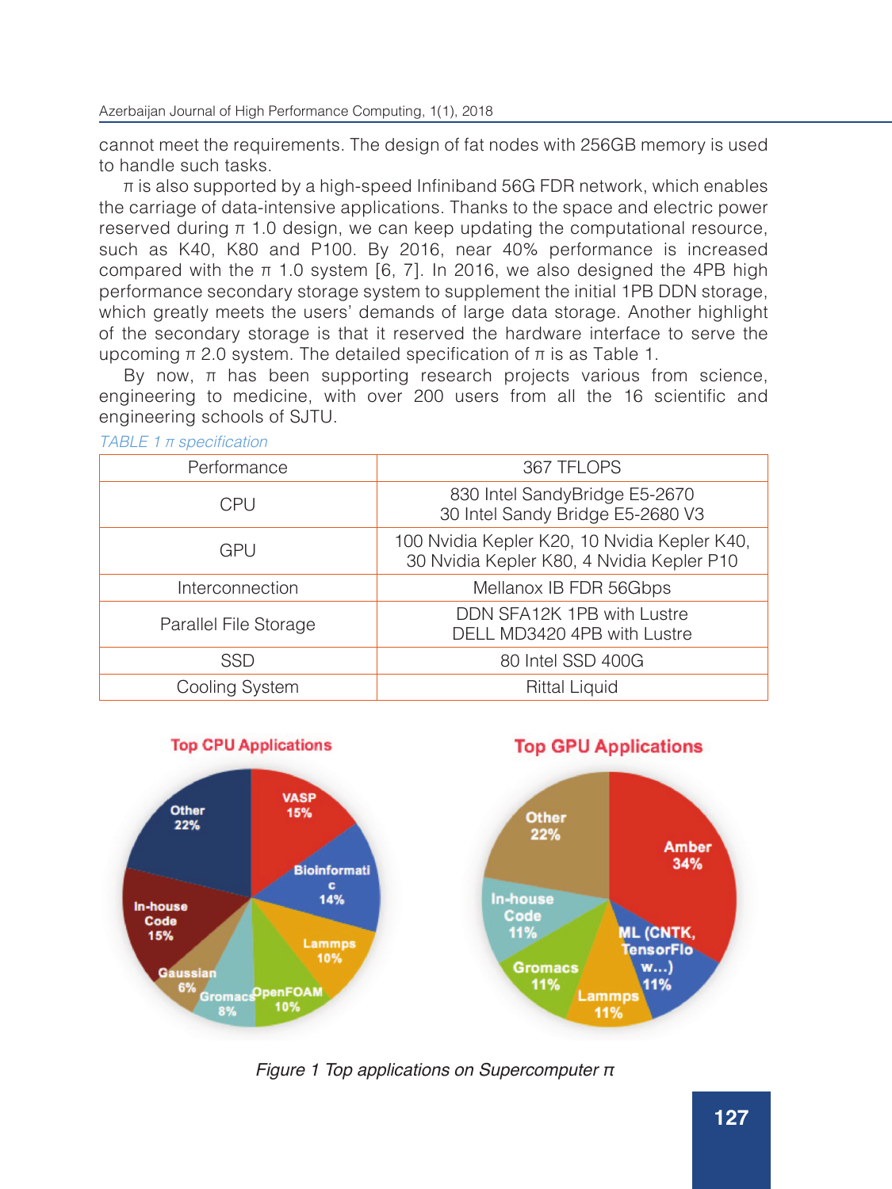cannot meet the requirements. The design of fat nodes with 256GB memory is used to handle such tasks.

π is also supported by a high-speed Infiniband 56G FDR network, which enables the carriage of data-intensive applications. Thanks to the space and electric power reserved during π 1.0 design, we can keep updating the computational resource, such as K40, K80 and P100. By 2016, near 40% performance is increased compared with the π 1.0 system [6, 7]. In 2016, we also designed the 4PB high performance secondary storage system to supplement the initial 1PB DDN storage, which greatly meets the users' demands of large data storage. Another highlight of the secondary storage is that it reserved the hardware interface to serve the upcoming π 2.0 system. The detailed specification of π is as Table 1.

By now, π has been supporting research projects various from science, engineering to medicine, with over 200 users from all the 16 scientific and engineering schools of SJTU.

*TABLE 1 π specification*

| Performance | 367 TFLOPS |
|---|---|
| CPU | 830 Intel SandyBridge E5-2670<br>30 Intel Sandy Bridge E5-2680 V3 |
| GPU | 100 Nvidia Kepler K20, 10 Nvidia Kepler K40,<br>30 Nvidia Kepler K80, 4 Nvidia Kepler P10 |
| Interconnection | Mellanox IB FDR 56Gbps |
| Parallel File Storage | DDN SFA12K 1PB with Lustre<br>DELL MD3420 4PB with Lustre |
| SSD | 80 Intel SSD 400G |
| Cooling System | Rittal Liquid |

*Figure 1 Top applications on Supercomputer π*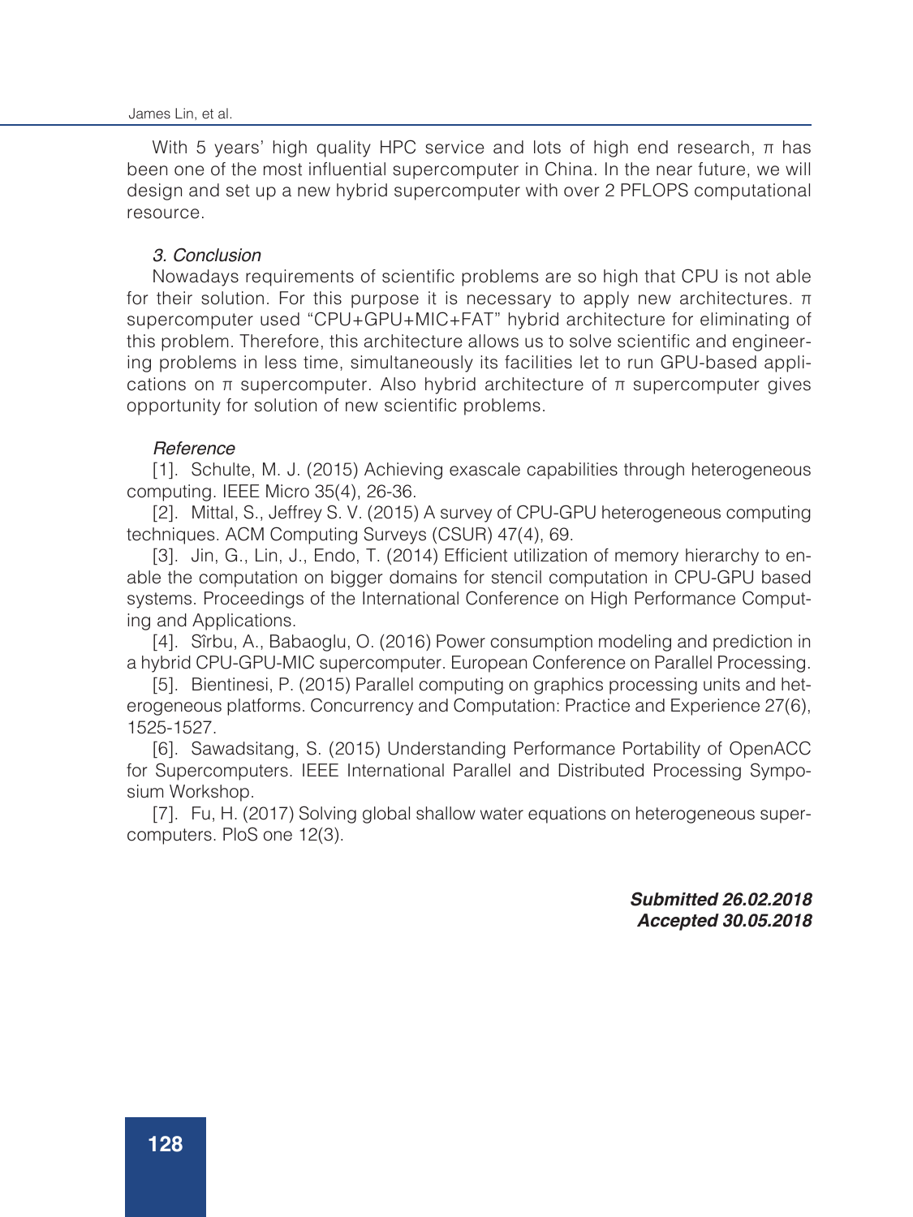With 5 years' high quality HPC service and lots of high end research, π has been one of the most influential supercomputer in China. In the near future, we will design and set up a new hybrid supercomputer with over 2 PFLOPS computational resource.

### *3. Conclusion*

Nowadays requirements of scientific problems are so high that CPU is not able for their solution. For this purpose it is necessary to apply new architectures. π supercomputer used "CPU+GPU+MIC+FAT" hybrid architecture for eliminating of this problem. Therefore, this architecture allows us to solve scientific and engineering problems in less time, simultaneously its facilities let to run GPU-based applications on π supercomputer. Also hybrid architecture of π supercomputer gives opportunity for solution of new scientific problems.

### *Reference*

[1]. Schulte, M. J. (2015) Achieving exascale capabilities through heterogeneous computing. IEEE Micro 35(4), 26-36.

[2]. Mittal, S., Jeffrey S. V. (2015) A survey of CPU-GPU heterogeneous computing techniques. ACM Computing Surveys (CSUR) 47(4), 69.

[3]. Jin, G., Lin, J., Endo, T. (2014) Efficient utilization of memory hierarchy to enable the computation on bigger domains for stencil computation in CPU-GPU based systems. Proceedings of the International Conference on High Performance Computing and Applications.

[4]. Sîrbu, A., Babaoglu, O. (2016) Power consumption modeling and prediction in a hybrid CPU-GPU-MIC supercomputer. European Conference on Parallel Processing.

[5]. Bientinesi, P. (2015) Parallel computing on graphics processing units and heterogeneous platforms. Concurrency and Computation: Practice and Experience 27(6), 1525-1527.

[6]. Sawadsitang, S. (2015) Understanding Performance Portability of OpenACC for Supercomputers. IEEE International Parallel and Distributed Processing Symposium Workshop.

[7]. Fu, H. (2017) Solving global shallow water equations on heterogeneous supercomputers. PloS one 12(3).

***Submitted 26.02.2018***
***Accepted 30.05.2018***